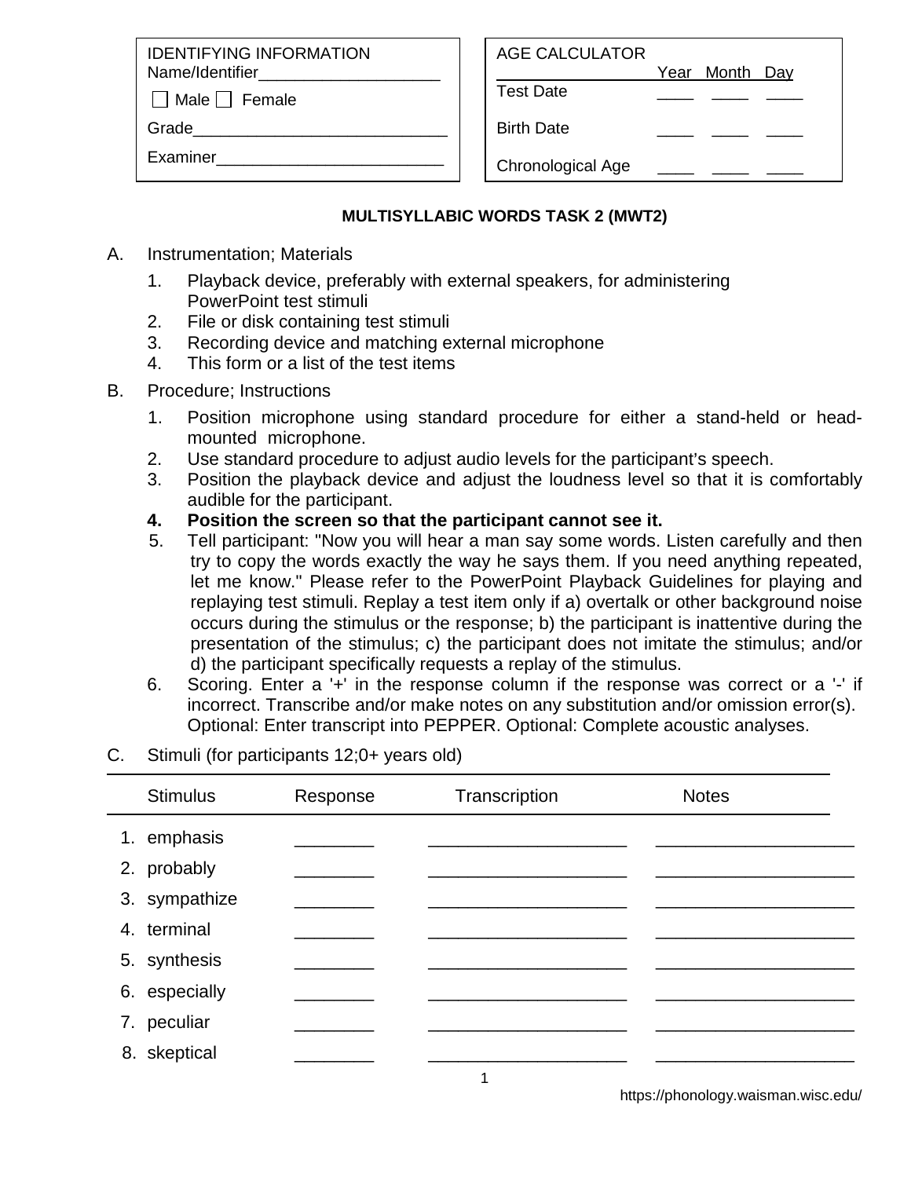| IDENTIFYING INFORMATION | AGE CALCULATOR | Year | Month | Day |
|---|---|---|---|---|
| Name/Identifier____________________ | | | | |
| ☐ Male ☐ Female | Test Date | ____ | ____ | ____ |
| Grade____________________________ | Birth Date | ____ | ____ | ____ |
| Examiner_________________________ | Chronological Age | ____ | ____ | ____ |

## MULTISYLLABIC WORDS TASK 2 (MWT2)

A. Instrumentation; Materials

1. Playback device, preferably with external speakers, for administering PowerPoint test stimuli
2. File or disk containing test stimuli
3. Recording device and matching external microphone
4. This form or a list of the test items

B. Procedure; Instructions

1. Position microphone using standard procedure for either a stand-held or head-mounted microphone.
2. Use standard procedure to adjust audio levels for the participant's speech.
3. Position the playback device and adjust the loudness level so that it is comfortably audible for the participant.
4. **Position the screen so that the participant cannot see it.**
5. Tell participant: "Now you will hear a man say some words. Listen carefully and then try to copy the words exactly the way he says them. If you need anything repeated, let me know." Please refer to the PowerPoint Playback Guidelines for playing and replaying test stimuli. Replay a test item only if a) overtalk or other background noise occurs during the stimulus or the response; b) the participant is inattentive during the presentation of the stimulus; c) the participant does not imitate the stimulus; and/or d) the participant specifically requests a replay of the stimulus.
6. Scoring. Enter a '+' in the response column if the response was correct or a '-' if incorrect. Transcribe and/or make notes on any substitution and/or omission error(s). Optional: Enter transcript into PEPPER. Optional: Complete acoustic analyses.

C. Stimuli (for participants 12;0+ years old)

| | Stimulus | Response | Transcription | Notes |
|---|---|---|---|---|
| 1. | emphasis | ________ | ____________________ | ____________________ |
| 2. | probably | ________ | ____________________ | ____________________ |
| 3. | sympathize | ________ | ____________________ | ____________________ |
| 4. | terminal | ________ | ____________________ | ____________________ |
| 5. | synthesis | ________ | ____________________ | ____________________ |
| 6. | especially | ________ | ____________________ | ____________________ |
| 7. | peculiar | ________ | ____________________ | ____________________ |
| 8. | skeptical | ________ | ____________________ | ____________________ |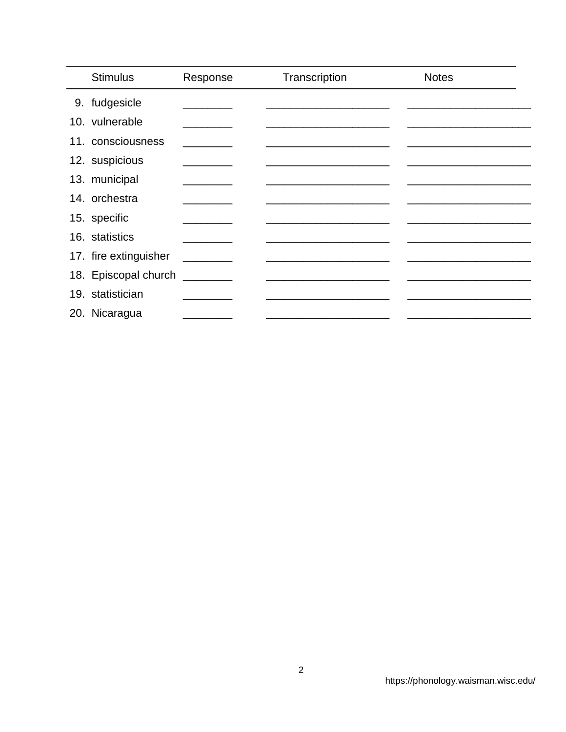| | Stimulus | Response | Transcription | Notes |
|---|---|---|---|---|
| 9. | fudgesicle | ________ | ____________________ | ____________________ |
| 10. | vulnerable | ________ | ____________________ | ____________________ |
| 11. | consciousness | ________ | ____________________ | ____________________ |
| 12. | suspicious | ________ | ____________________ | ____________________ |
| 13. | municipal | ________ | ____________________ | ____________________ |
| 14. | orchestra | ________ | ____________________ | ____________________ |
| 15. | specific | ________ | ____________________ | ____________________ |
| 16. | statistics | ________ | ____________________ | ____________________ |
| 17. | fire extinguisher | ________ | ____________________ | ____________________ |
| 18. | Episcopal church | ________ | ____________________ | ____________________ |
| 19. | statistician | ________ | ____________________ | ____________________ |
| 20. | Nicaragua | ________ | ____________________ | ____________________ |

https://phonology.waisman.wisc.edu/